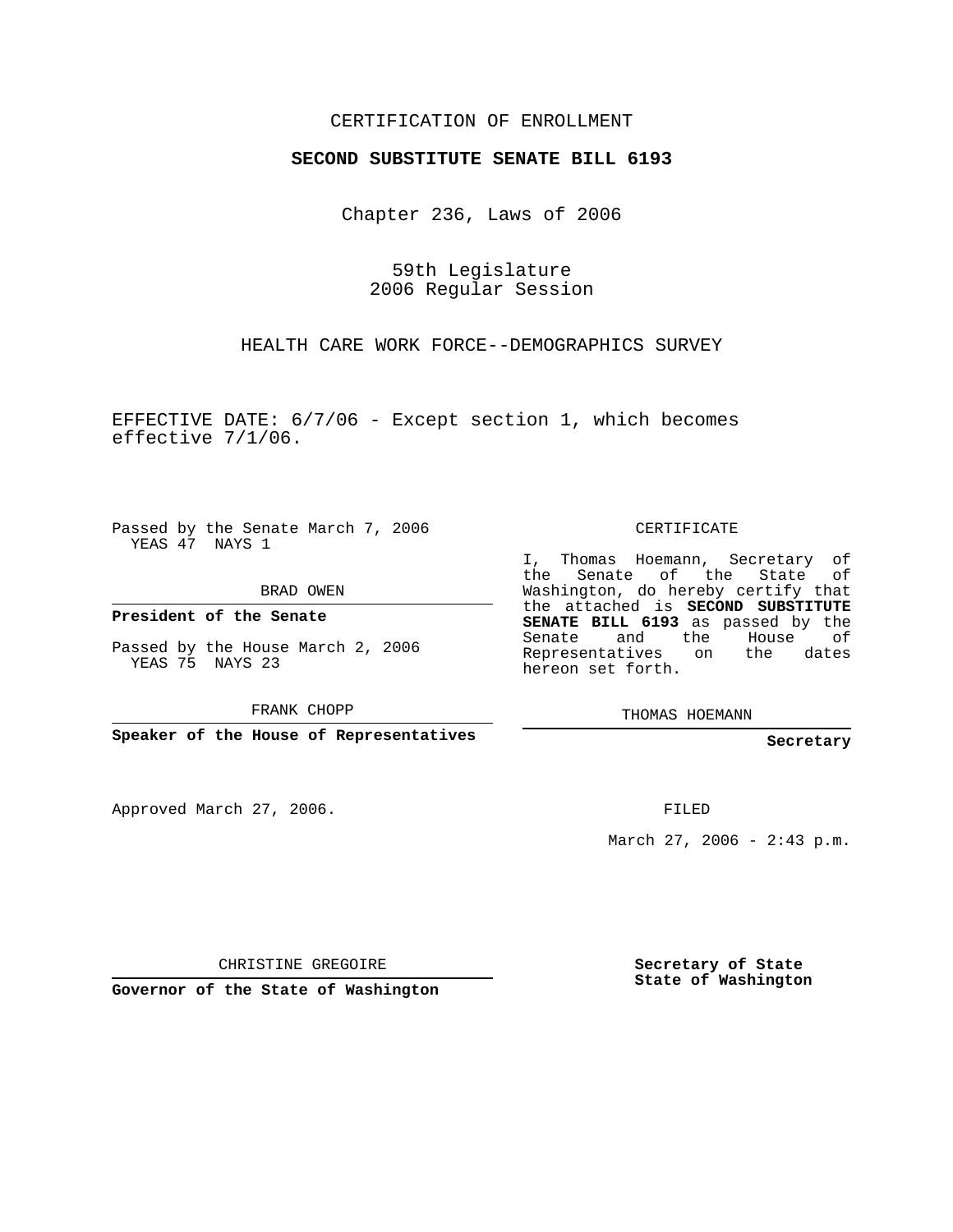CERTIFICATION OF ENROLLMENT

**SECOND SUBSTITUTE SENATE BILL 6193**

Chapter 236, Laws of 2006

59th Legislature
2006 Regular Session

HEALTH CARE WORK FORCE--DEMOGRAPHICS SURVEY

EFFECTIVE DATE: 6/7/06 - Except section 1, which becomes effective 7/1/06.

Passed by the Senate March 7, 2006
YEAS 47 NAYS 1

BRAD OWEN

**President of the Senate**

Passed by the House March 2, 2006
YEAS 75 NAYS 23

FRANK CHOPP

**Speaker of the House of Representatives**

CERTIFICATE

I, Thomas Hoemann, Secretary of the Senate of the State of Washington, do hereby certify that the attached is **SECOND SUBSTITUTE SENATE BILL 6193** as passed by the Senate and the House of Representatives on the dates hereon set forth.

THOMAS HOEMANN

**Secretary**

Approved March 27, 2006.

FILED

March 27, 2006 - 2:43 p.m.

CHRISTINE GREGOIRE

**Governor of the State of Washington**

**Secretary of State**
**State of Washington**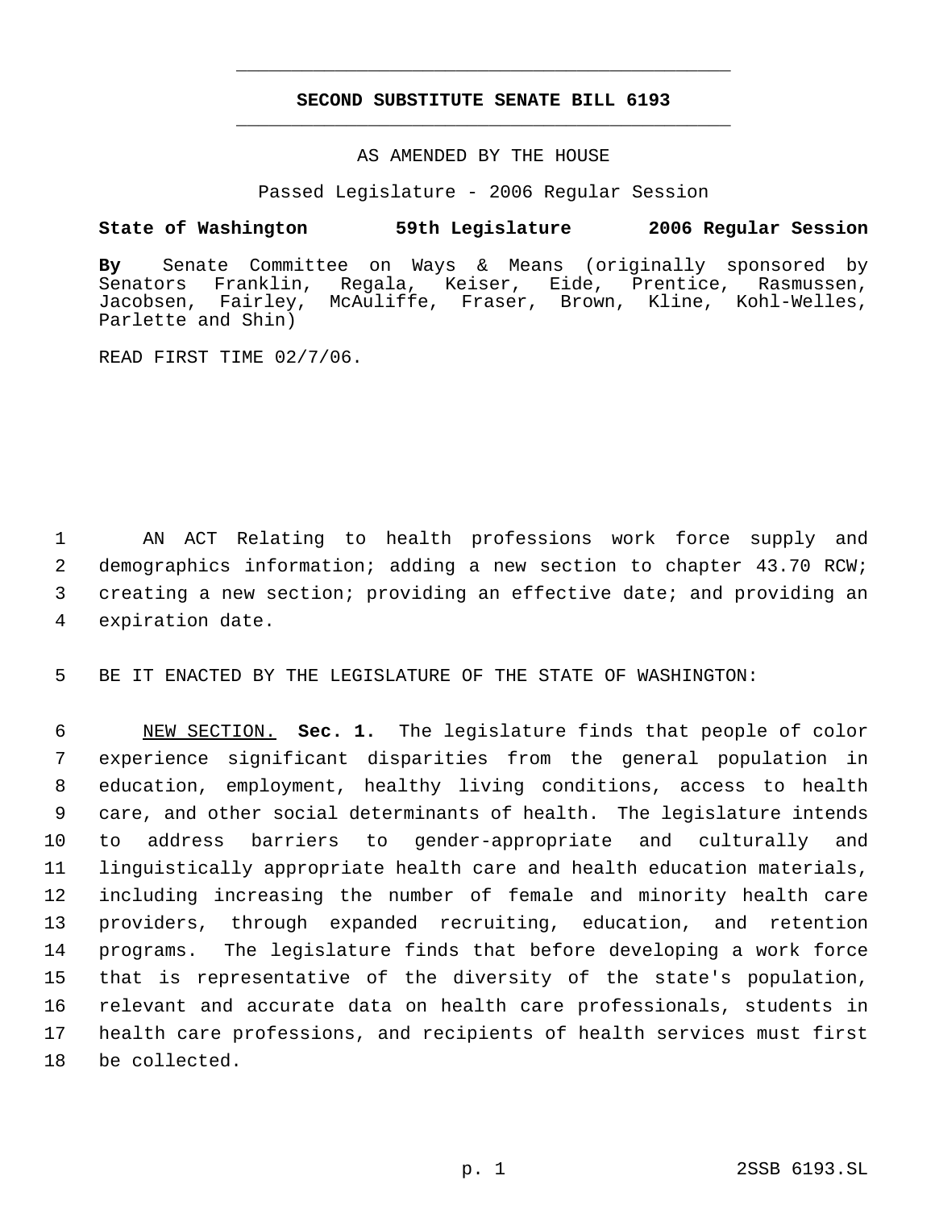# SECOND SUBSTITUTE SENATE BILL 6193

AS AMENDED BY THE HOUSE

Passed Legislature - 2006 Regular Session

**State of Washington 59th Legislature 2006 Regular Session**

**By** Senate Committee on Ways & Means (originally sponsored by Senators Franklin, Regala, Keiser, Eide, Prentice, Rasmussen, Jacobsen, Fairley, McAuliffe, Fraser, Brown, Kline, Kohl-Welles, Parlette and Shin)

READ FIRST TIME 02/7/06.

AN ACT Relating to health professions work force supply and demographics information; adding a new section to chapter 43.70 RCW; creating a new section; providing an effective date; and providing an expiration date.

BE IT ENACTED BY THE LEGISLATURE OF THE STATE OF WASHINGTON:

NEW SECTION. **Sec. 1.** The legislature finds that people of color experience significant disparities from the general population in education, employment, healthy living conditions, access to health care, and other social determinants of health. The legislature intends to address barriers to gender-appropriate and culturally and linguistically appropriate health care and health education materials, including increasing the number of female and minority health care providers, through expanded recruiting, education, and retention programs. The legislature finds that before developing a work force that is representative of the diversity of the state's population, relevant and accurate data on health care professionals, students in health care professions, and recipients of health services must first be collected.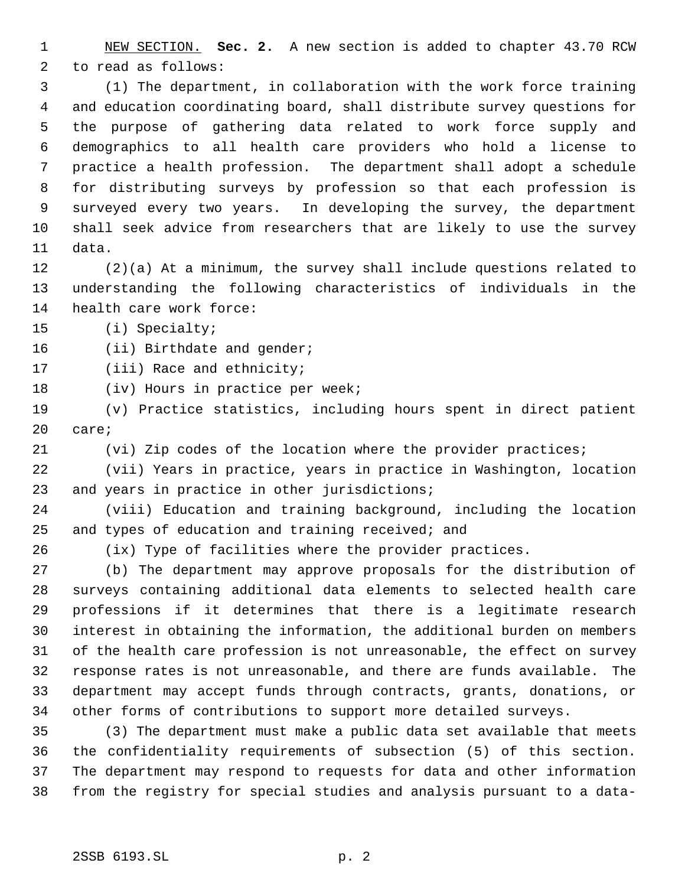NEW SECTION. **Sec. 2.** A new section is added to chapter 43.70 RCW to read as follows:

(1) The department, in collaboration with the work force training and education coordinating board, shall distribute survey questions for the purpose of gathering data related to work force supply and demographics to all health care providers who hold a license to practice a health profession. The department shall adopt a schedule for distributing surveys by profession so that each profession is surveyed every two years. In developing the survey, the department shall seek advice from researchers that are likely to use the survey data.

(2)(a) At a minimum, the survey shall include questions related to understanding the following characteristics of individuals in the health care work force:

(i) Specialty;

(ii) Birthdate and gender;

(iii) Race and ethnicity;

(iv) Hours in practice per week;

(v) Practice statistics, including hours spent in direct patient care;

(vi) Zip codes of the location where the provider practices;

(vii) Years in practice, years in practice in Washington, location and years in practice in other jurisdictions;

(viii) Education and training background, including the location and types of education and training received; and

(ix) Type of facilities where the provider practices.

(b) The department may approve proposals for the distribution of surveys containing additional data elements to selected health care professions if it determines that there is a legitimate research interest in obtaining the information, the additional burden on members of the health care profession is not unreasonable, the effect on survey response rates is not unreasonable, and there are funds available. The department may accept funds through contracts, grants, donations, or other forms of contributions to support more detailed surveys.

(3) The department must make a public data set available that meets the confidentiality requirements of subsection (5) of this section. The department may respond to requests for data and other information from the registry for special studies and analysis pursuant to a data-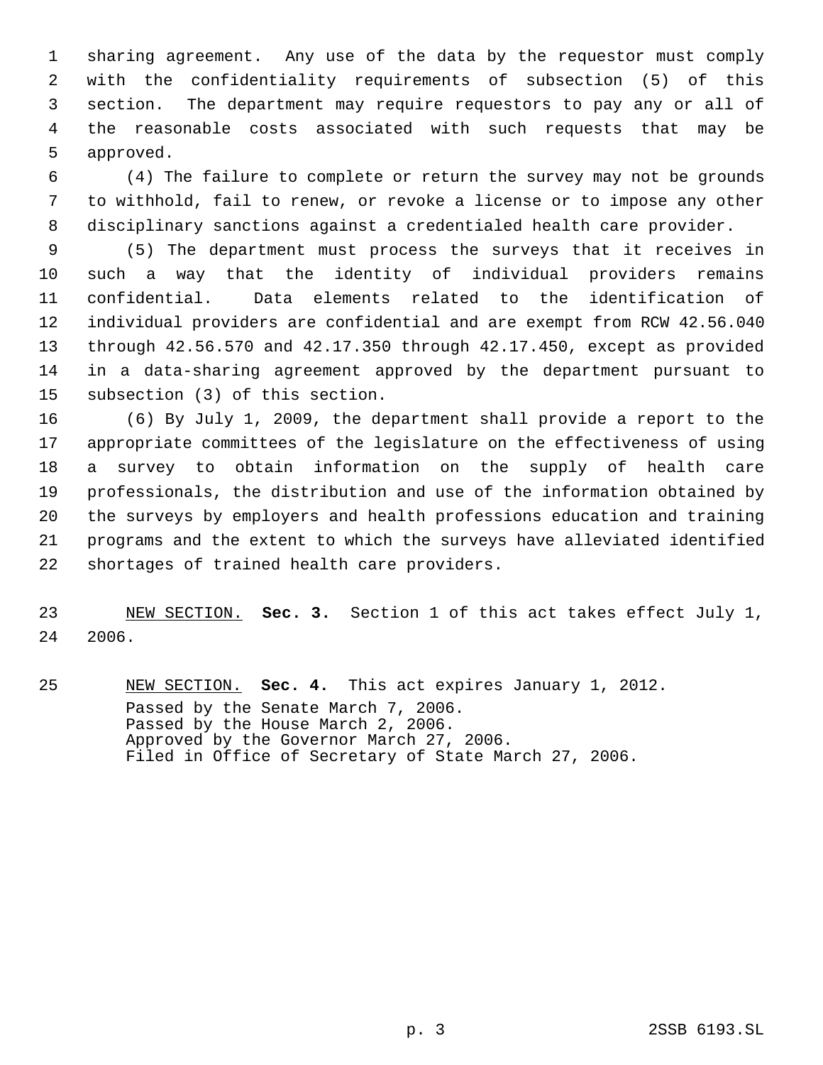sharing agreement. Any use of the data by the requestor must comply with the confidentiality requirements of subsection (5) of this section. The department may require requestors to pay any or all of the reasonable costs associated with such requests that may be approved.

(4) The failure to complete or return the survey may not be grounds to withhold, fail to renew, or revoke a license or to impose any other disciplinary sanctions against a credentialed health care provider.

(5) The department must process the surveys that it receives in such a way that the identity of individual providers remains confidential. Data elements related to the identification of individual providers are confidential and are exempt from RCW 42.56.040 through 42.56.570 and 42.17.350 through 42.17.450, except as provided in a data-sharing agreement approved by the department pursuant to subsection (3) of this section.

(6) By July 1, 2009, the department shall provide a report to the appropriate committees of the legislature on the effectiveness of using a survey to obtain information on the supply of health care professionals, the distribution and use of the information obtained by the surveys by employers and health professions education and training programs and the extent to which the surveys have alleviated identified shortages of trained health care providers.

NEW SECTION. **Sec. 3.** Section 1 of this act takes effect July 1, 2006.

NEW SECTION. **Sec. 4.** This act expires January 1, 2012.

Passed by the Senate March 7, 2006.
Passed by the House March 2, 2006.
Approved by the Governor March 27, 2006.
Filed in Office of Secretary of State March 27, 2006.